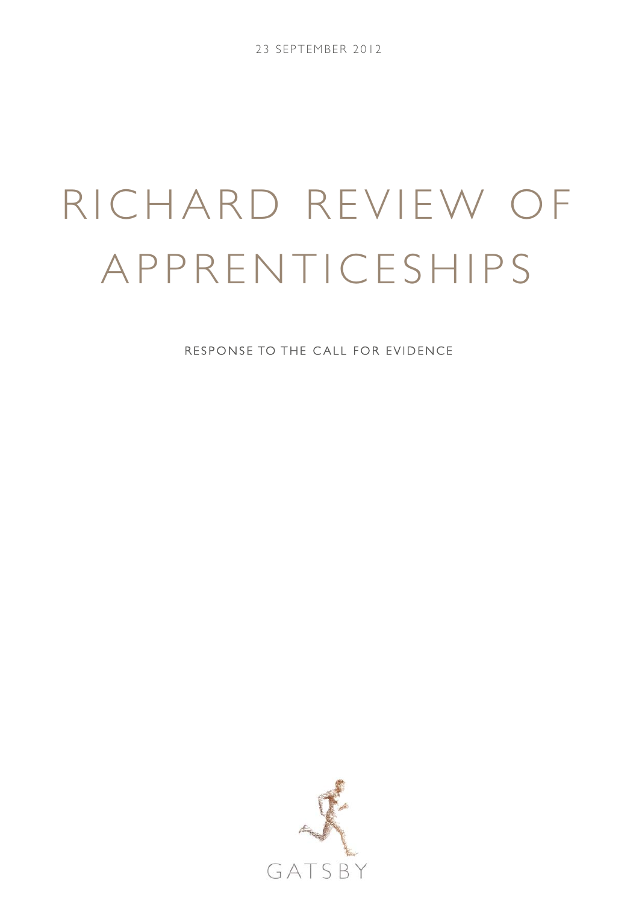23 SEPTEMBER 2012

# RICHARD REVIEW OF APPRENTICESHIPS

RESPONSE TO THE CALL FOR EVIDENCE

GATSBY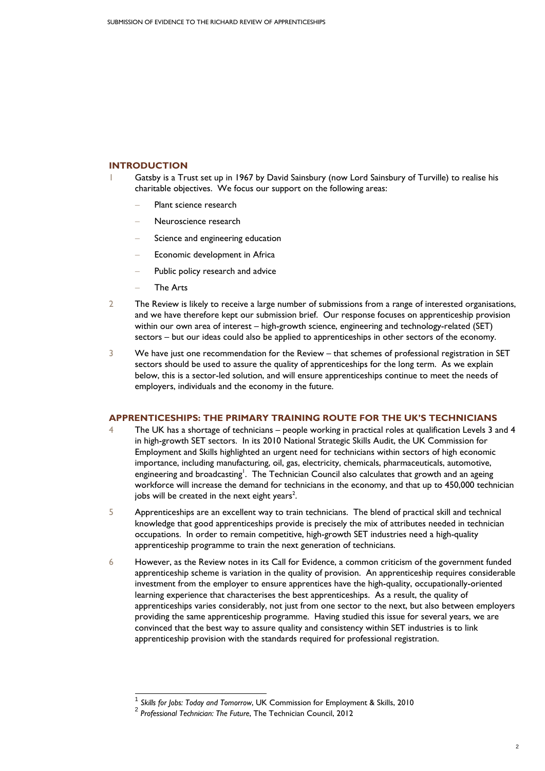## INTRODUCTION

1 Gatsby is a Trust set up in 1967 by David Sainsbury (now Lord Sainsbury of Turville) to realise his charitable objectives. We focus our support on the following areas:

- Plant science research
- Neuroscience research
- Science and engineering education
- Economic development in Africa
- Public policy research and advice
- The Arts

2 The Review is likely to receive a large number of submissions from a range of interested organisations, and we have therefore kept our submission brief. Our response focuses on apprenticeship provision within our own area of interest – high-growth science, engineering and technology-related (SET) sectors – but our ideas could also be applied to apprenticeships in other sectors of the economy.

3 We have just one recommendation for the Review – that schemes of professional registration in SET sectors should be used to assure the quality of apprenticeships for the long term. As we explain below, this is a sector-led solution, and will ensure apprenticeships continue to meet the needs of employers, individuals and the economy in the future.

## APPRENTICESHIPS: THE PRIMARY TRAINING ROUTE FOR THE UK'S TECHNICIANS

4 The UK has a shortage of technicians – people working in practical roles at qualification Levels 3 and 4 in high-growth SET sectors. In its 2010 National Strategic Skills Audit, the UK Commission for Employment and Skills highlighted an urgent need for technicians within sectors of high economic importance, including manufacturing, oil, gas, electricity, chemicals, pharmaceuticals, automotive, engineering and broadcasting[1]. The Technician Council also calculates that growth and an ageing workforce will increase the demand for technicians in the economy, and that up to 450,000 technician jobs will be created in the next eight years[2].

5 Apprenticeships are an excellent way to train technicians. The blend of practical skill and technical knowledge that good apprenticeships provide is precisely the mix of attributes needed in technician occupations. In order to remain competitive, high-growth SET industries need a high-quality apprenticeship programme to train the next generation of technicians.

6 However, as the Review notes in its Call for Evidence, a common criticism of the government funded apprenticeship scheme is variation in the quality of provision. An apprenticeship requires considerable investment from the employer to ensure apprentices have the high-quality, occupationally-oriented learning experience that characterises the best apprenticeships. As a result, the quality of apprenticeships varies considerably, not just from one sector to the next, but also between employers providing the same apprenticeship programme. Having studied this issue for several years, we are convinced that the best way to assure quality and consistency within SET industries is to link apprenticeship provision with the standards required for professional registration.

---

[1] *Skills for Jobs: Today and Tomorrow*, UK Commission for Employment & Skills, 2010

[2] *Professional Technician: The Future*, The Technician Council, 2012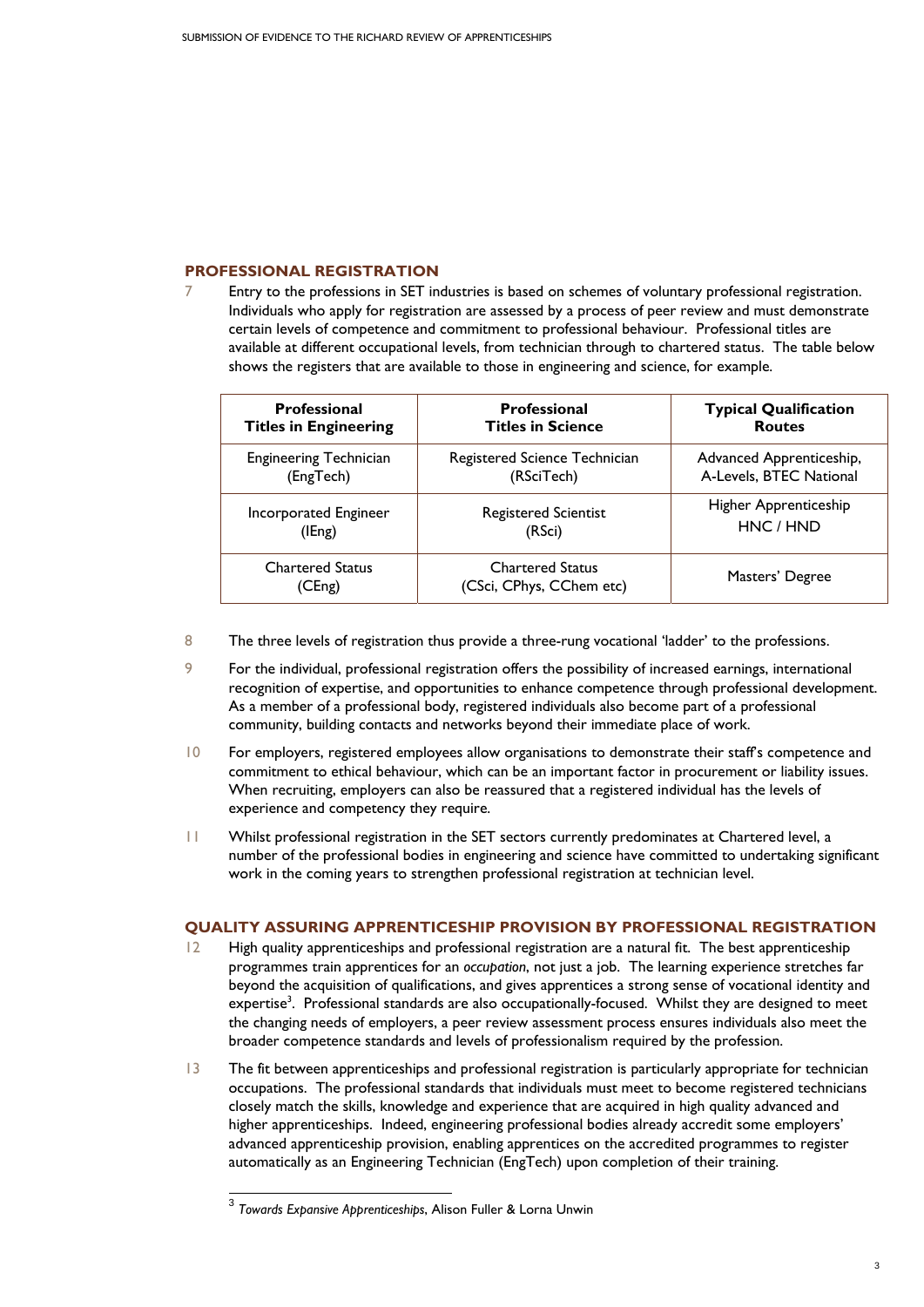## PROFESSIONAL REGISTRATION

7 Entry to the professions in SET industries is based on schemes of voluntary professional registration. Individuals who apply for registration are assessed by a process of peer review and must demonstrate certain levels of competence and commitment to professional behaviour. Professional titles are available at different occupational levels, from technician through to chartered status. The table below shows the registers that are available to those in engineering and science, for example.

| Professional Titles in Engineering | Professional Titles in Science | Typical Qualification Routes |
|---|---|---|
| Engineering Technician (EngTech) | Registered Science Technician (RSciTech) | Advanced Apprenticeship, A-Levels, BTEC National |
| Incorporated Engineer (IEng) | Registered Scientist (RSci) | Higher Apprenticeship HNC / HND |
| Chartered Status (CEng) | Chartered Status (CSci, CPhys, CChem etc) | Masters' Degree |

8 The three levels of registration thus provide a three-rung vocational 'ladder' to the professions.

9 For the individual, professional registration offers the possibility of increased earnings, international recognition of expertise, and opportunities to enhance competence through professional development. As a member of a professional body, registered individuals also become part of a professional community, building contacts and networks beyond their immediate place of work.

10 For employers, registered employees allow organisations to demonstrate their staff's competence and commitment to ethical behaviour, which can be an important factor in procurement or liability issues. When recruiting, employers can also be reassured that a registered individual has the levels of experience and competency they require.

11 Whilst professional registration in the SET sectors currently predominates at Chartered level, a number of the professional bodies in engineering and science have committed to undertaking significant work in the coming years to strengthen professional registration at technician level.

## QUALITY ASSURING APPRENTICESHIP PROVISION BY PROFESSIONAL REGISTRATION

12 High quality apprenticeships and professional registration are a natural fit. The best apprenticeship programmes train apprentices for an *occupation*, not just a job. The learning experience stretches far beyond the acquisition of qualifications, and gives apprentices a strong sense of vocational identity and expertise[3]. Professional standards are also occupationally-focused. Whilst they are designed to meet the changing needs of employers, a peer review assessment process ensures individuals also meet the broader competence standards and levels of professionalism required by the profession.

13 The fit between apprenticeships and professional registration is particularly appropriate for technician occupations. The professional standards that individuals must meet to become registered technicians closely match the skills, knowledge and experience that are acquired in high quality advanced and higher apprenticeships. Indeed, engineering professional bodies already accredit some employers' advanced apprenticeship provision, enabling apprentices on the accredited programmes to register automatically as an Engineering Technician (EngTech) upon completion of their training.

[3] *Towards Expansive Apprenticeships*, Alison Fuller & Lorna Unwin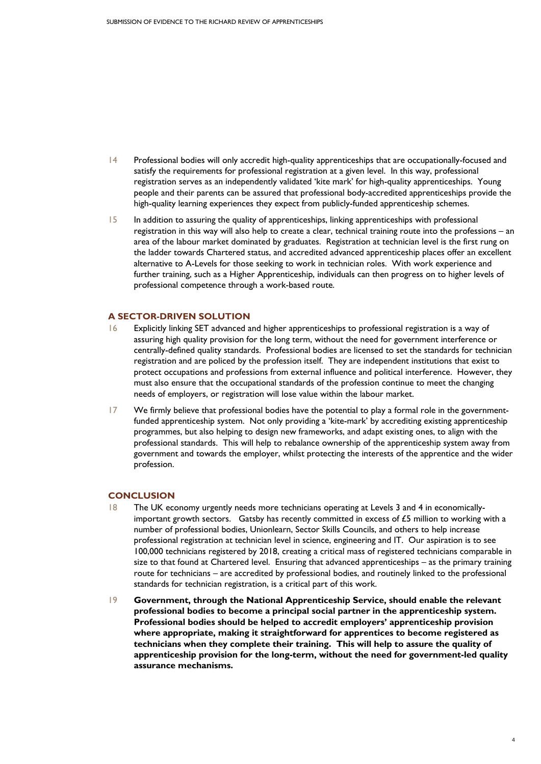14 Professional bodies will only accredit high-quality apprenticeships that are occupationally-focused and satisfy the requirements for professional registration at a given level. In this way, professional registration serves as an independently validated 'kite mark' for high-quality apprenticeships. Young people and their parents can be assured that professional body-accredited apprenticeships provide the high-quality learning experiences they expect from publicly-funded apprenticeship schemes.

15 In addition to assuring the quality of apprenticeships, linking apprenticeships with professional registration in this way will also help to create a clear, technical training route into the professions – an area of the labour market dominated by graduates. Registration at technician level is the first rung on the ladder towards Chartered status, and accredited advanced apprenticeship places offer an excellent alternative to A-Levels for those seeking to work in technician roles. With work experience and further training, such as a Higher Apprenticeship, individuals can then progress on to higher levels of professional competence through a work-based route.

## A SECTOR-DRIVEN SOLUTION

16 Explicitly linking SET advanced and higher apprenticeships to professional registration is a way of assuring high quality provision for the long term, without the need for government interference or centrally-defined quality standards. Professional bodies are licensed to set the standards for technician registration and are policed by the profession itself. They are independent institutions that exist to protect occupations and professions from external influence and political interference. However, they must also ensure that the occupational standards of the profession continue to meet the changing needs of employers, or registration will lose value within the labour market.

17 We firmly believe that professional bodies have the potential to play a formal role in the government-funded apprenticeship system. Not only providing a 'kite-mark' by accrediting existing apprenticeship programmes, but also helping to design new frameworks, and adapt existing ones, to align with the professional standards. This will help to rebalance ownership of the apprenticeship system away from government and towards the employer, whilst protecting the interests of the apprentice and the wider profession.

## CONCLUSION

18 The UK economy urgently needs more technicians operating at Levels 3 and 4 in economically-important growth sectors. Gatsby has recently committed in excess of £5 million to working with a number of professional bodies, Unionlearn, Sector Skills Councils, and others to help increase professional registration at technician level in science, engineering and IT. Our aspiration is to see 100,000 technicians registered by 2018, creating a critical mass of registered technicians comparable in size to that found at Chartered level. Ensuring that advanced apprenticeships – as the primary training route for technicians – are accredited by professional bodies, and routinely linked to the professional standards for technician registration, is a critical part of this work.

19 **Government, through the National Apprenticeship Service, should enable the relevant professional bodies to become a principal social partner in the apprenticeship system. Professional bodies should be helped to accredit employers' apprenticeship provision where appropriate, making it straightforward for apprentices to become registered as technicians when they complete their training. This will help to assure the quality of apprenticeship provision for the long-term, without the need for government-led quality assurance mechanisms.**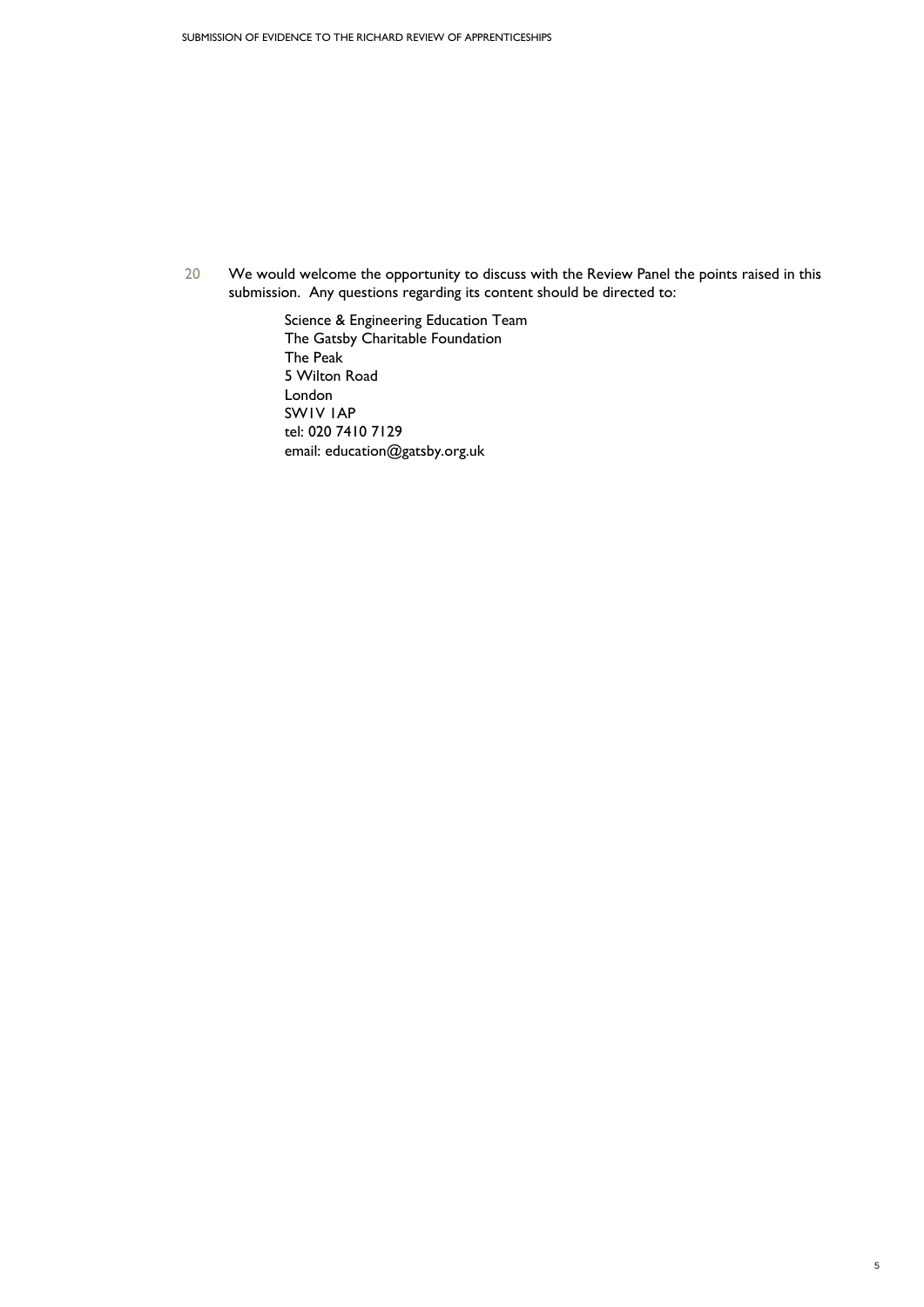20 We would welcome the opportunity to discuss with the Review Panel the points raised in this submission. Any questions regarding its content should be directed to:

Science & Engineering Education Team
The Gatsby Charitable Foundation
The Peak
5 Wilton Road
London
SW1V 1AP
tel: 020 7410 7129
email: education@gatsby.org.uk